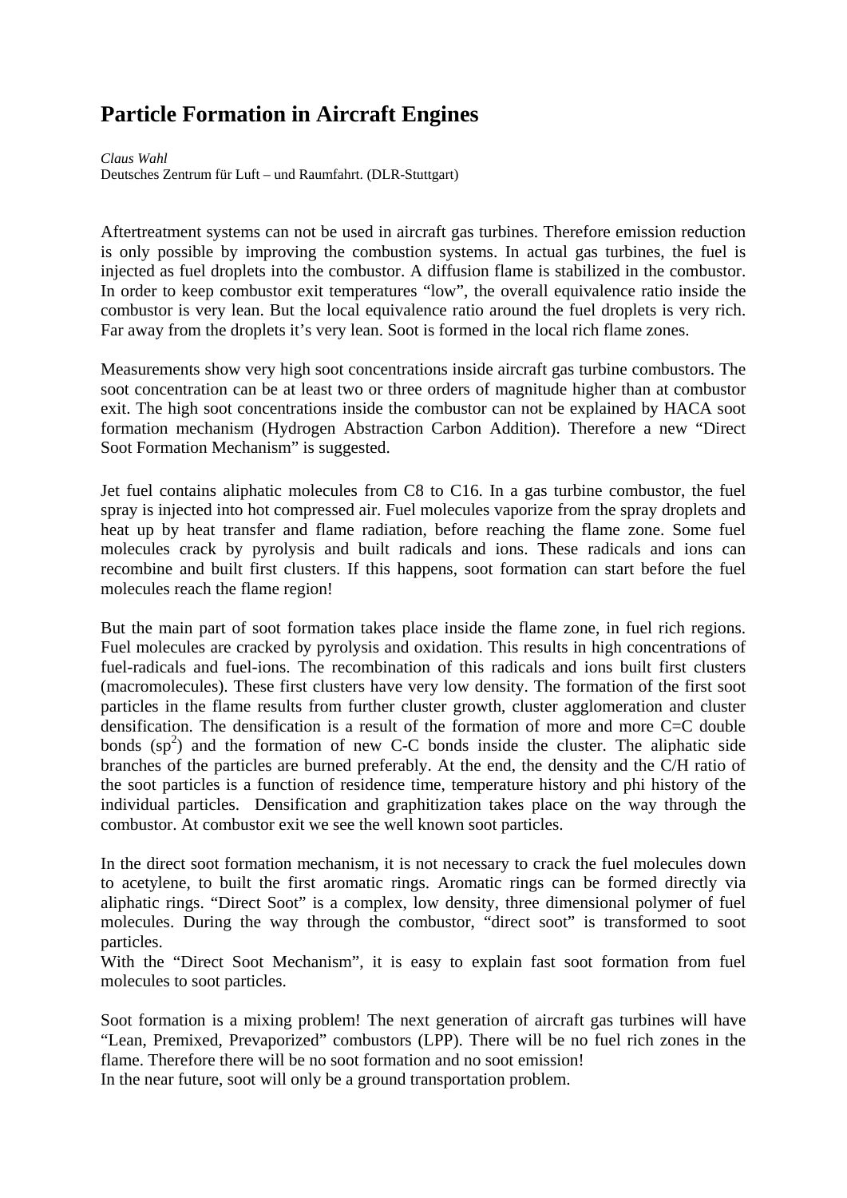# Particle Formation in Aircraft Engines

*Claus Wahl*
Deutsches Zentrum für Luft – und Raumfahrt. (DLR-Stuttgart)

Aftertreatment systems can not be used in aircraft gas turbines. Therefore emission reduction is only possible by improving the combustion systems. In actual gas turbines, the fuel is injected as fuel droplets into the combustor. A diffusion flame is stabilized in the combustor. In order to keep combustor exit temperatures "low", the overall equivalence ratio inside the combustor is very lean. But the local equivalence ratio around the fuel droplets is very rich. Far away from the droplets it's very lean. Soot is formed in the local rich flame zones.

Measurements show very high soot concentrations inside aircraft gas turbine combustors. The soot concentration can be at least two or three orders of magnitude higher than at combustor exit. The high soot concentrations inside the combustor can not be explained by HACA soot formation mechanism (Hydrogen Abstraction Carbon Addition). Therefore a new "Direct Soot Formation Mechanism" is suggested.

Jet fuel contains aliphatic molecules from C8 to C16. In a gas turbine combustor, the fuel spray is injected into hot compressed air. Fuel molecules vaporize from the spray droplets and heat up by heat transfer and flame radiation, before reaching the flame zone. Some fuel molecules crack by pyrolysis and built radicals and ions. These radicals and ions can recombine and built first clusters. If this happens, soot formation can start before the fuel molecules reach the flame region!

But the main part of soot formation takes place inside the flame zone, in fuel rich regions. Fuel molecules are cracked by pyrolysis and oxidation. This results in high concentrations of fuel-radicals and fuel-ions. The recombination of this radicals and ions built first clusters (macromolecules). These first clusters have very low density. The formation of the first soot particles in the flame results from further cluster growth, cluster agglomeration and cluster densification. The densification is a result of the formation of more and more C=C double bonds ($sp^2$) and the formation of new C-C bonds inside the cluster. The aliphatic side branches of the particles are burned preferably. At the end, the density and the C/H ratio of the soot particles is a function of residence time, temperature history and phi history of the individual particles. Densification and graphitization takes place on the way through the combustor. At combustor exit we see the well known soot particles.

In the direct soot formation mechanism, it is not necessary to crack the fuel molecules down to acetylene, to built the first aromatic rings. Aromatic rings can be formed directly via aliphatic rings. "Direct Soot" is a complex, low density, three dimensional polymer of fuel molecules. During the way through the combustor, "direct soot" is transformed to soot particles.
With the "Direct Soot Mechanism", it is easy to explain fast soot formation from fuel molecules to soot particles.

Soot formation is a mixing problem! The next generation of aircraft gas turbines will have "Lean, Premixed, Prevaporized" combustors (LPP). There will be no fuel rich zones in the flame. Therefore there will be no soot formation and no soot emission!
In the near future, soot will only be a ground transportation problem.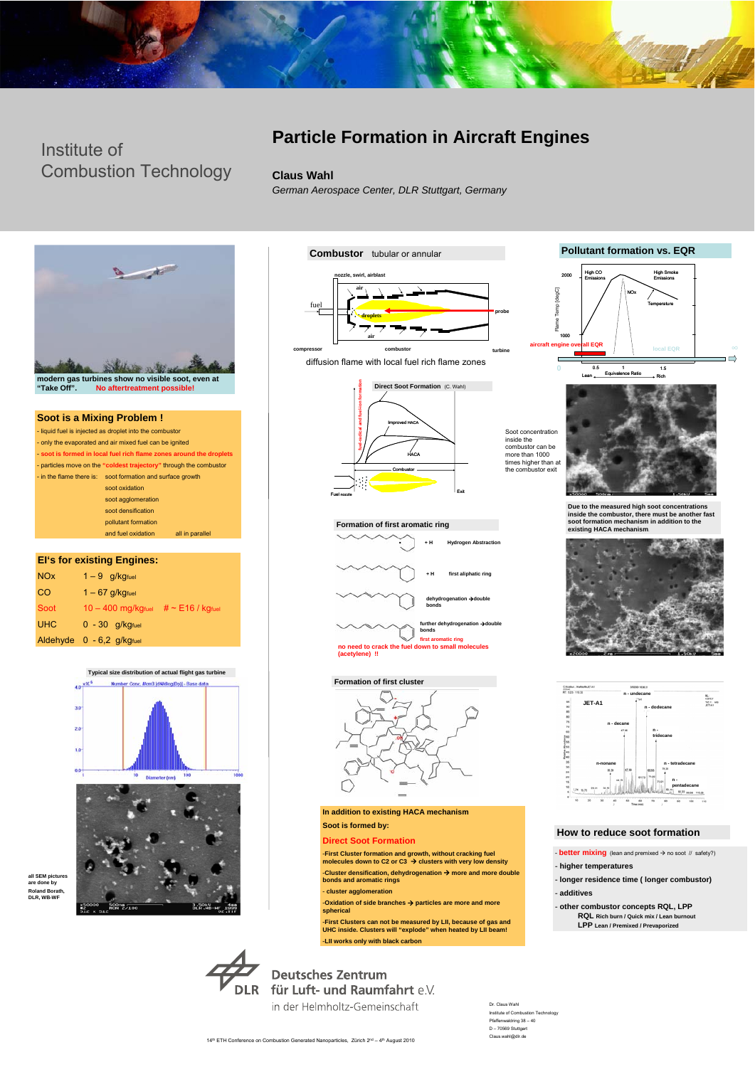Institute of Combustion Technology

# Particle Formation in Aircraft Engines

**Claus Wahl**

*German Aerospace Center, DLR Stuttgart, Germany*

modern gas turbines show no visible soot, even at "Take Off". No aftertreatment possible!

## Soot is a Mixing Problem !

- liquid fuel is injected as droplet into the combustor
- only the evaporated and air mixed fuel can be ignited
- soot is formed in local fuel rich flame zones around the droplets
- particles move on the "coldest trajectory" through the combustor
- in the flame there is: soot formation and surface growth
  - soot oxidation
  - soot agglomeration
  - soot densification
  - pollutant formation
  - and fuel oxidation — all in parallel

## EI's for existing Engines:

| | | |
|---|---|---|
| NOx | 1 – 9 g/kg$_{fuel}$ | |
| CO | 1 – 67 g/kg$_{fuel}$ | |
| Soot | 10 – 400 mg/kg$_{fuel}$ | # ~ E16 / kg$_{fuel}$ |
| UHC | 0 - 30 g/kg$_{fuel}$ | |
| Aldehyde | 0 - 6,2 g/kg$_{fuel}$ | |

Typical size distribution of actual flight gas turbine

Number Conc. #cm3 [dN/dlog(Dp)] - Base data

Diameter (nm)

all SEM pictures are done by Roland Borath, DLR, WB-WF

## Combustor tubular or annular

nozzle, swirl, airblast
fuel
air
droplets
probe
compressor
combustor
turbine

diffusion flame with local fuel rich flame zones

Direct Soot Formation (C. Wahl)

Improved HACA
HACA
Combustor
Fuel nozzle
Exit

Soot concentration inside the combustor can be more than 1000 times higher than at the combustor exit

### Formation of first aromatic ring

+ H Hydrogen Abstraction
+ H first aliphatic ring
dehydrogenation → double bonds
further dehydrogenation → double bonds
first aromatic ring

no need to crack the fuel down to small molecules (acetylene) !!

### Formation of first cluster

In addition to existing HACA mechanism

Soot is formed by:

**Direct Soot Formation**

- First Cluster formation and growth, without cracking fuel molecules down to C2 or C3 → clusters with very low density
- Cluster densification, dehydrogenation → more and more double bonds and aromatic rings
- cluster agglomeration
- Oxidation of side branches → particles are more and more spherical
- First Clusters can not be measured by LII, because of gas and UHC inside. Clusters will "explode" when heated by LII beam!
- LII works only with black carbon

## Pollutant formation vs. EQR

High CO Emissions
High Smoke Emissions
NOx
Temperature
Flame Temp [degC]
2000
1000
aircraft engine overall EQR
local EQR
0
Lean
0.5
Equivalence Ratio
1
1.5
Rich

Due to the measured high soot concentrations inside the combustor, there must be another fast soot formation mechanism in addition to the existing HACA mechanism

JET-A1
n - undecane
n - dodecane
n - decane
n - tridecane
n-nonane
n - tetradecane
n - pentadecane

## How to reduce soot formation

- better mixing (lean and premixed → no soot // safety?)
- higher temperatures
- longer residence time ( longer combustor)
- additives
- other combustor concepts RQL, LPP
  - RQL Rich burn / Quick mix / Lean burnout
  - LPP Lean / Premixed / Prevaporized

Deutsches Zentrum für Luft- und Raumfahrt e.V. in der Helmholtz-Gemeinschaft

Dr. Claus Wahl
Institute of Combustion Technology
Pfaffenwaldring 38 – 40
D – 70569 Stuttgart
Claus.wahl@dlr.de

14th ETH Conference on Combustion Generated Nanoparticles, Zürich 2nd – 4th August 2010